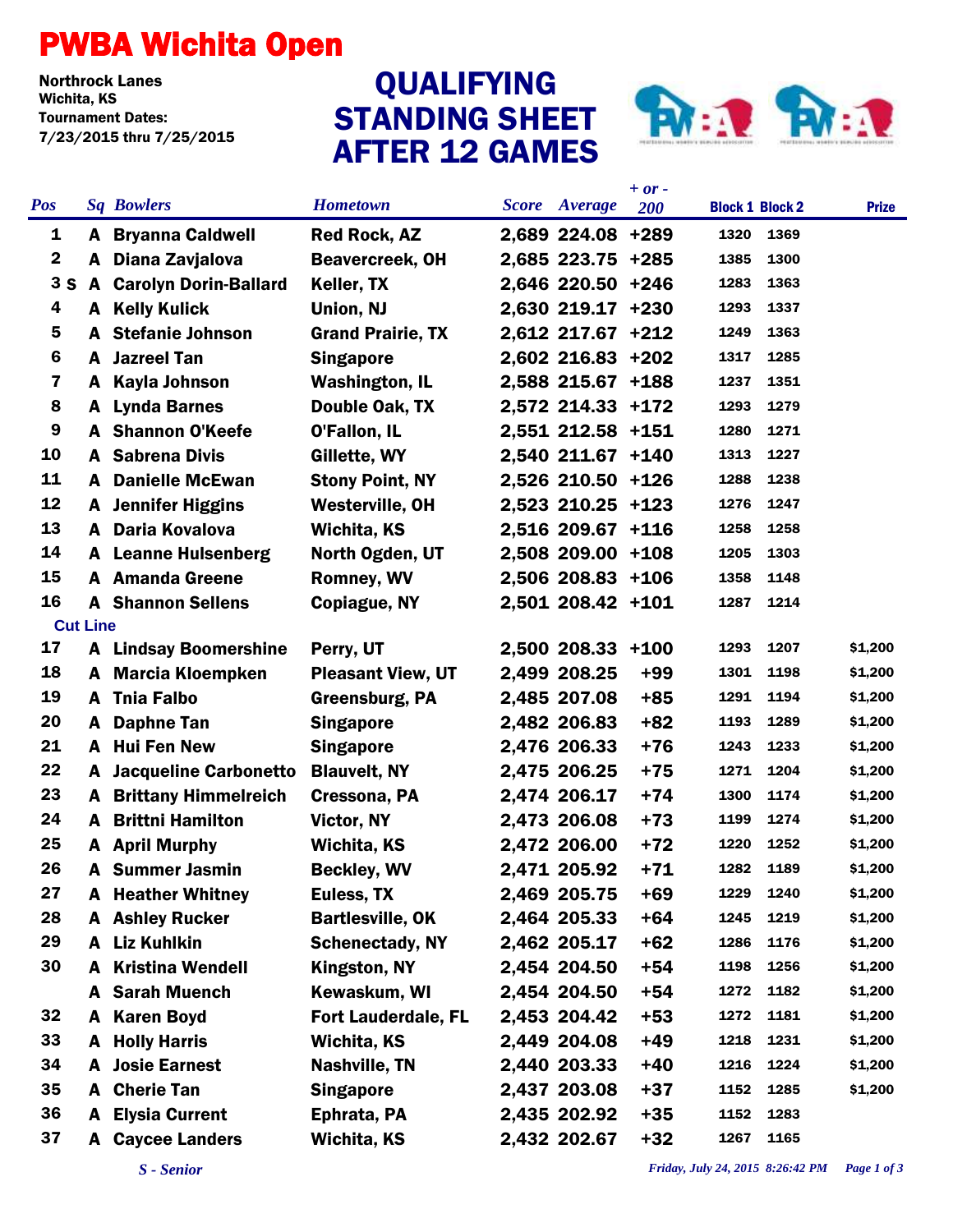# PWBA Wichita Open

**Northrock Lanes**
**Wichita, KS**
**Tournament Dates:**
**7/23/2015 thru 7/25/2015**

## QUALIFYING STANDING SHEET AFTER 12 GAMES

| Pos | Sq | Bowlers | Hometown | Score | Average | + or - 200 | Block 1 | Block 2 | Prize |
|---|---|---|---|---|---|---|---|---|---|
| 1 | A | Bryanna Caldwell | Red Rock, AZ | 2,689 | 224.08 | +289 | 1320 | 1369 | |
| 2 | A | Diana Zavjalova | Beavercreek, OH | 2,685 | 223.75 | +285 | 1385 | 1300 | |
| 3 S | A | Carolyn Dorin-Ballard | Keller, TX | 2,646 | 220.50 | +246 | 1283 | 1363 | |
| 4 | A | Kelly Kulick | Union, NJ | 2,630 | 219.17 | +230 | 1293 | 1337 | |
| 5 | A | Stefanie Johnson | Grand Prairie, TX | 2,612 | 217.67 | +212 | 1249 | 1363 | |
| 6 | A | Jazreel Tan | Singapore | 2,602 | 216.83 | +202 | 1317 | 1285 | |
| 7 | A | Kayla Johnson | Washington, IL | 2,588 | 215.67 | +188 | 1237 | 1351 | |
| 8 | A | Lynda Barnes | Double Oak, TX | 2,572 | 214.33 | +172 | 1293 | 1279 | |
| 9 | A | Shannon O'Keefe | O'Fallon, IL | 2,551 | 212.58 | +151 | 1280 | 1271 | |
| 10 | A | Sabrena Divis | Gillette, WY | 2,540 | 211.67 | +140 | 1313 | 1227 | |
| 11 | A | Danielle McEwan | Stony Point, NY | 2,526 | 210.50 | +126 | 1288 | 1238 | |
| 12 | A | Jennifer Higgins | Westerville, OH | 2,523 | 210.25 | +123 | 1276 | 1247 | |
| 13 | A | Daria Kovalova | Wichita, KS | 2,516 | 209.67 | +116 | 1258 | 1258 | |
| 14 | A | Leanne Hulsenberg | North Ogden, UT | 2,508 | 209.00 | +108 | 1205 | 1303 | |
| 15 | A | Amanda Greene | Romney, WV | 2,506 | 208.83 | +106 | 1358 | 1148 | |
| 16 | A | Shannon Sellens | Copiague, NY | 2,501 | 208.42 | +101 | 1287 | 1214 | |
| Cut Line | | | | | | | | | |
| 17 | A | Lindsay Boomershine | Perry, UT | 2,500 | 208.33 | +100 | 1293 | 1207 | $1,200 |
| 18 | A | Marcia Kloempken | Pleasant View, UT | 2,499 | 208.25 | +99 | 1301 | 1198 | $1,200 |
| 19 | A | Tnia Falbo | Greensburg, PA | 2,485 | 207.08 | +85 | 1291 | 1194 | $1,200 |
| 20 | A | Daphne Tan | Singapore | 2,482 | 206.83 | +82 | 1193 | 1289 | $1,200 |
| 21 | A | Hui Fen New | Singapore | 2,476 | 206.33 | +76 | 1243 | 1233 | $1,200 |
| 22 | A | Jacqueline Carbonetto | Blauvelt, NY | 2,475 | 206.25 | +75 | 1271 | 1204 | $1,200 |
| 23 | A | Brittany Himmelreich | Cressona, PA | 2,474 | 206.17 | +74 | 1300 | 1174 | $1,200 |
| 24 | A | Brittni Hamilton | Victor, NY | 2,473 | 206.08 | +73 | 1199 | 1274 | $1,200 |
| 25 | A | April Murphy | Wichita, KS | 2,472 | 206.00 | +72 | 1220 | 1252 | $1,200 |
| 26 | A | Summer Jasmin | Beckley, WV | 2,471 | 205.92 | +71 | 1282 | 1189 | $1,200 |
| 27 | A | Heather Whitney | Euless, TX | 2,469 | 205.75 | +69 | 1229 | 1240 | $1,200 |
| 28 | A | Ashley Rucker | Bartlesville, OK | 2,464 | 205.33 | +64 | 1245 | 1219 | $1,200 |
| 29 | A | Liz Kuhlkin | Schenectady, NY | 2,462 | 205.17 | +62 | 1286 | 1176 | $1,200 |
| 30 | A | Kristina Wendell | Kingston, NY | 2,454 | 204.50 | +54 | 1198 | 1256 | $1,200 |
| | A | Sarah Muench | Kewaskum, WI | 2,454 | 204.50 | +54 | 1272 | 1182 | $1,200 |
| 32 | A | Karen Boyd | Fort Lauderdale, FL | 2,453 | 204.42 | +53 | 1272 | 1181 | $1,200 |
| 33 | A | Holly Harris | Wichita, KS | 2,449 | 204.08 | +49 | 1218 | 1231 | $1,200 |
| 34 | A | Josie Earnest | Nashville, TN | 2,440 | 203.33 | +40 | 1216 | 1224 | $1,200 |
| 35 | A | Cherie Tan | Singapore | 2,437 | 203.08 | +37 | 1152 | 1285 | $1,200 |
| 36 | A | Elysia Current | Ephrata, PA | 2,435 | 202.92 | +35 | 1152 | 1283 | |
| 37 | A | Caycee Landers | Wichita, KS | 2,432 | 202.67 | +32 | 1267 | 1165 | |

*S - Senior*

*Friday, July 24, 2015 8:26:42 PM*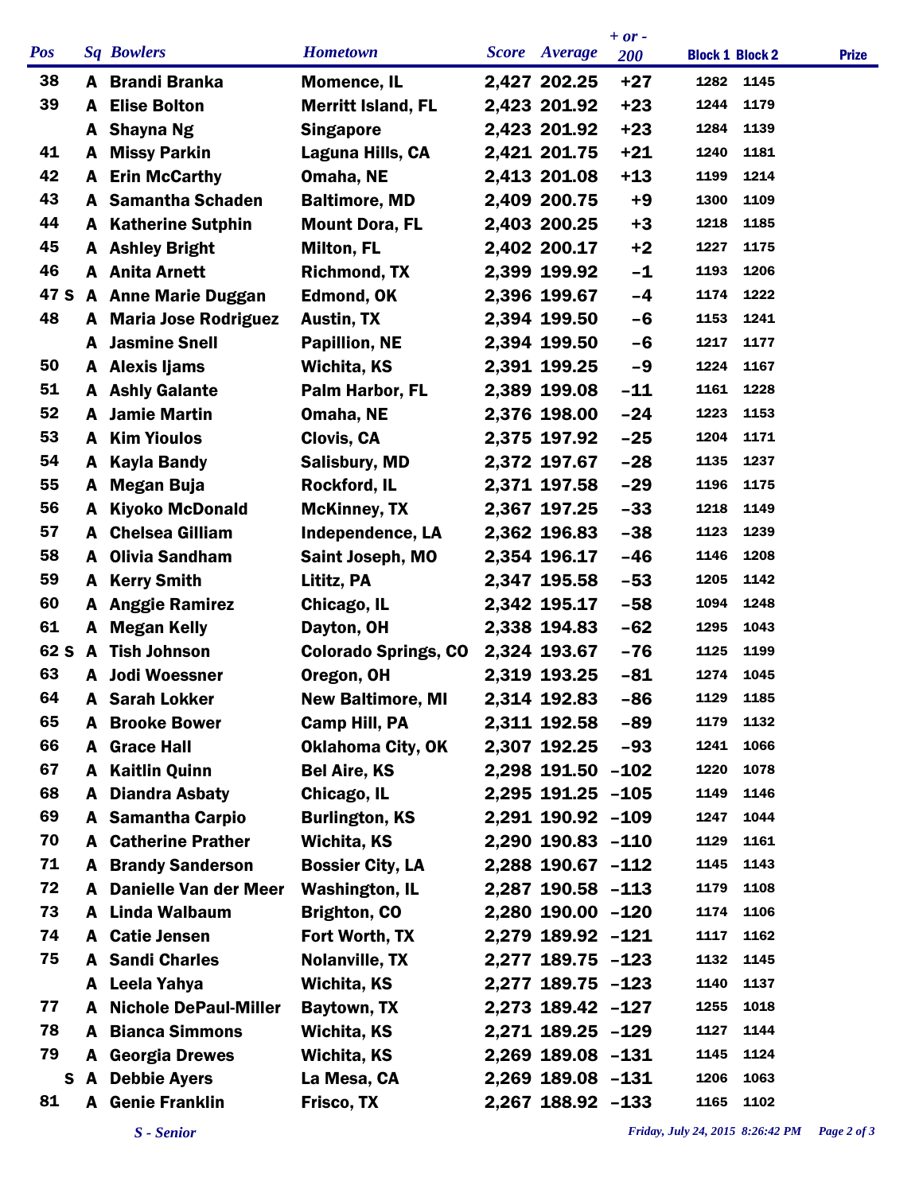| Pos | Sq | Bowlers | Hometown | Score | Average | + or - 200 | Block 1 | Block 2 | Prize |
|---|---|---|---|---|---|---|---|---|---|
| 38 | A | Brandi Branka | Momence, IL | 2,427 | 202.25 | +27 | 1282 | 1145 | |
| 39 | A | Elise Bolton | Merritt Island, FL | 2,423 | 201.92 | +23 | 1244 | 1179 | |
| | A | Shayna Ng | Singapore | 2,423 | 201.92 | +23 | 1284 | 1139 | |
| 41 | A | Missy Parkin | Laguna Hills, CA | 2,421 | 201.75 | +21 | 1240 | 1181 | |
| 42 | A | Erin McCarthy | Omaha, NE | 2,413 | 201.08 | +13 | 1199 | 1214 | |
| 43 | A | Samantha Schaden | Baltimore, MD | 2,409 | 200.75 | +9 | 1300 | 1109 | |
| 44 | A | Katherine Sutphin | Mount Dora, FL | 2,403 | 200.25 | +3 | 1218 | 1185 | |
| 45 | A | Ashley Bright | Milton, FL | 2,402 | 200.17 | +2 | 1227 | 1175 | |
| 46 | A | Anita Arnett | Richmond, TX | 2,399 | 199.92 | -1 | 1193 | 1206 | |
| 47 S | A | Anne Marie Duggan | Edmond, OK | 2,396 | 199.67 | -4 | 1174 | 1222 | |
| 48 | A | Maria Jose Rodriguez | Austin, TX | 2,394 | 199.50 | -6 | 1153 | 1241 | |
| | A | Jasmine Snell | Papillion, NE | 2,394 | 199.50 | -6 | 1217 | 1177 | |
| 50 | A | Alexis Ijams | Wichita, KS | 2,391 | 199.25 | -9 | 1224 | 1167 | |
| 51 | A | Ashly Galante | Palm Harbor, FL | 2,389 | 199.08 | -11 | 1161 | 1228 | |
| 52 | A | Jamie Martin | Omaha, NE | 2,376 | 198.00 | -24 | 1223 | 1153 | |
| 53 | A | Kim Yioulos | Clovis, CA | 2,375 | 197.92 | -25 | 1204 | 1171 | |
| 54 | A | Kayla Bandy | Salisbury, MD | 2,372 | 197.67 | -28 | 1135 | 1237 | |
| 55 | A | Megan Buja | Rockford, IL | 2,371 | 197.58 | -29 | 1196 | 1175 | |
| 56 | A | Kiyoko McDonald | McKinney, TX | 2,367 | 197.25 | -33 | 1218 | 1149 | |
| 57 | A | Chelsea Gilliam | Independence, LA | 2,362 | 196.83 | -38 | 1123 | 1239 | |
| 58 | A | Olivia Sandham | Saint Joseph, MO | 2,354 | 196.17 | -46 | 1146 | 1208 | |
| 59 | A | Kerry Smith | Lititz, PA | 2,347 | 195.58 | -53 | 1205 | 1142 | |
| 60 | A | Anggie Ramirez | Chicago, IL | 2,342 | 195.17 | -58 | 1094 | 1248 | |
| 61 | A | Megan Kelly | Dayton, OH | 2,338 | 194.83 | -62 | 1295 | 1043 | |
| 62 S | A | Tish Johnson | Colorado Springs, CO | 2,324 | 193.67 | -76 | 1125 | 1199 | |
| 63 | A | Jodi Woessner | Oregon, OH | 2,319 | 193.25 | -81 | 1274 | 1045 | |
| 64 | A | Sarah Lokker | New Baltimore, MI | 2,314 | 192.83 | -86 | 1129 | 1185 | |
| 65 | A | Brooke Bower | Camp Hill, PA | 2,311 | 192.58 | -89 | 1179 | 1132 | |
| 66 | A | Grace Hall | Oklahoma City, OK | 2,307 | 192.25 | -93 | 1241 | 1066 | |
| 67 | A | Kaitlin Quinn | Bel Aire, KS | 2,298 | 191.50 | -102 | 1220 | 1078 | |
| 68 | A | Diandra Asbaty | Chicago, IL | 2,295 | 191.25 | -105 | 1149 | 1146 | |
| 69 | A | Samantha Carpio | Burlington, KS | 2,291 | 190.92 | -109 | 1247 | 1044 | |
| 70 | A | Catherine Prather | Wichita, KS | 2,290 | 190.83 | -110 | 1129 | 1161 | |
| 71 | A | Brandy Sanderson | Bossier City, LA | 2,288 | 190.67 | -112 | 1145 | 1143 | |
| 72 | A | Danielle Van der Meer | Washington, IL | 2,287 | 190.58 | -113 | 1179 | 1108 | |
| 73 | A | Linda Walbaum | Brighton, CO | 2,280 | 190.00 | -120 | 1174 | 1106 | |
| 74 | A | Catie Jensen | Fort Worth, TX | 2,279 | 189.92 | -121 | 1117 | 1162 | |
| 75 | A | Sandi Charles | Nolanville, TX | 2,277 | 189.75 | -123 | 1132 | 1145 | |
| | A | Leela Yahya | Wichita, KS | 2,277 | 189.75 | -123 | 1140 | 1137 | |
| 77 | A | Nichole DePaul-Miller | Baytown, TX | 2,273 | 189.42 | -127 | 1255 | 1018 | |
| 78 | A | Bianca Simmons | Wichita, KS | 2,271 | 189.25 | -129 | 1127 | 1144 | |
| 79 | A | Georgia Drewes | Wichita, KS | 2,269 | 189.08 | -131 | 1145 | 1124 | |
| S | A | Debbie Ayers | La Mesa, CA | 2,269 | 189.08 | -131 | 1206 | 1063 | |
| 81 | A | Genie Franklin | Frisco, TX | 2,267 | 188.92 | -133 | 1165 | 1102 | |

*S - Senior*

*Friday, July 24, 2015 8:26:42 PM*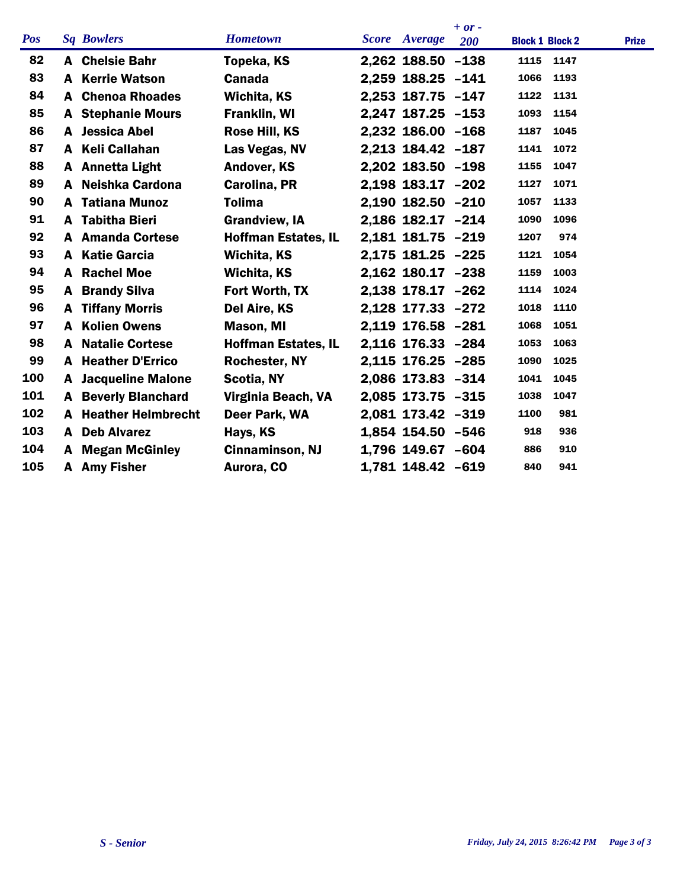| Pos | Sq | Bowlers | Hometown | Score | Average | + or - 200 | Block 1 | Block 2 | Prize |
|---|---|---|---|---|---|---|---|---|---|
| 82 | A | Chelsie Bahr | Topeka, KS | 2,262 | 188.50 | -138 | 1115 | 1147 | |
| 83 | A | Kerrie Watson | Canada | 2,259 | 188.25 | -141 | 1066 | 1193 | |
| 84 | A | Chenoa Rhoades | Wichita, KS | 2,253 | 187.75 | -147 | 1122 | 1131 | |
| 85 | A | Stephanie Mours | Franklin, WI | 2,247 | 187.25 | -153 | 1093 | 1154 | |
| 86 | A | Jessica Abel | Rose Hill, KS | 2,232 | 186.00 | -168 | 1187 | 1045 | |
| 87 | A | Keli Callahan | Las Vegas, NV | 2,213 | 184.42 | -187 | 1141 | 1072 | |
| 88 | A | Annetta Light | Andover, KS | 2,202 | 183.50 | -198 | 1155 | 1047 | |
| 89 | A | Neishka Cardona | Carolina, PR | 2,198 | 183.17 | -202 | 1127 | 1071 | |
| 90 | A | Tatiana Munoz | Tolima | 2,190 | 182.50 | -210 | 1057 | 1133 | |
| 91 | A | Tabitha Bieri | Grandview, IA | 2,186 | 182.17 | -214 | 1090 | 1096 | |
| 92 | A | Amanda Cortese | Hoffman Estates, IL | 2,181 | 181.75 | -219 | 1207 | 974 | |
| 93 | A | Katie Garcia | Wichita, KS | 2,175 | 181.25 | -225 | 1121 | 1054 | |
| 94 | A | Rachel Moe | Wichita, KS | 2,162 | 180.17 | -238 | 1159 | 1003 | |
| 95 | A | Brandy Silva | Fort Worth, TX | 2,138 | 178.17 | -262 | 1114 | 1024 | |
| 96 | A | Tiffany Morris | Del Aire, KS | 2,128 | 177.33 | -272 | 1018 | 1110 | |
| 97 | A | Kolien Owens | Mason, MI | 2,119 | 176.58 | -281 | 1068 | 1051 | |
| 98 | A | Natalie Cortese | Hoffman Estates, IL | 2,116 | 176.33 | -284 | 1053 | 1063 | |
| 99 | A | Heather D'Errico | Rochester, NY | 2,115 | 176.25 | -285 | 1090 | 1025 | |
| 100 | A | Jacqueline Malone | Scotia, NY | 2,086 | 173.83 | -314 | 1041 | 1045 | |
| 101 | A | Beverly Blanchard | Virginia Beach, VA | 2,085 | 173.75 | -315 | 1038 | 1047 | |
| 102 | A | Heather Helmbrecht | Deer Park, WA | 2,081 | 173.42 | -319 | 1100 | 981 | |
| 103 | A | Deb Alvarez | Hays, KS | 1,854 | 154.50 | -546 | 918 | 936 | |
| 104 | A | Megan McGinley | Cinnaminson, NJ | 1,796 | 149.67 | -604 | 886 | 910 | |
| 105 | A | Amy Fisher | Aurora, CO | 1,781 | 148.42 | -619 | 840 | 941 | |

*S - Senior*

*Friday, July 24, 2015 8:26:42 PM*